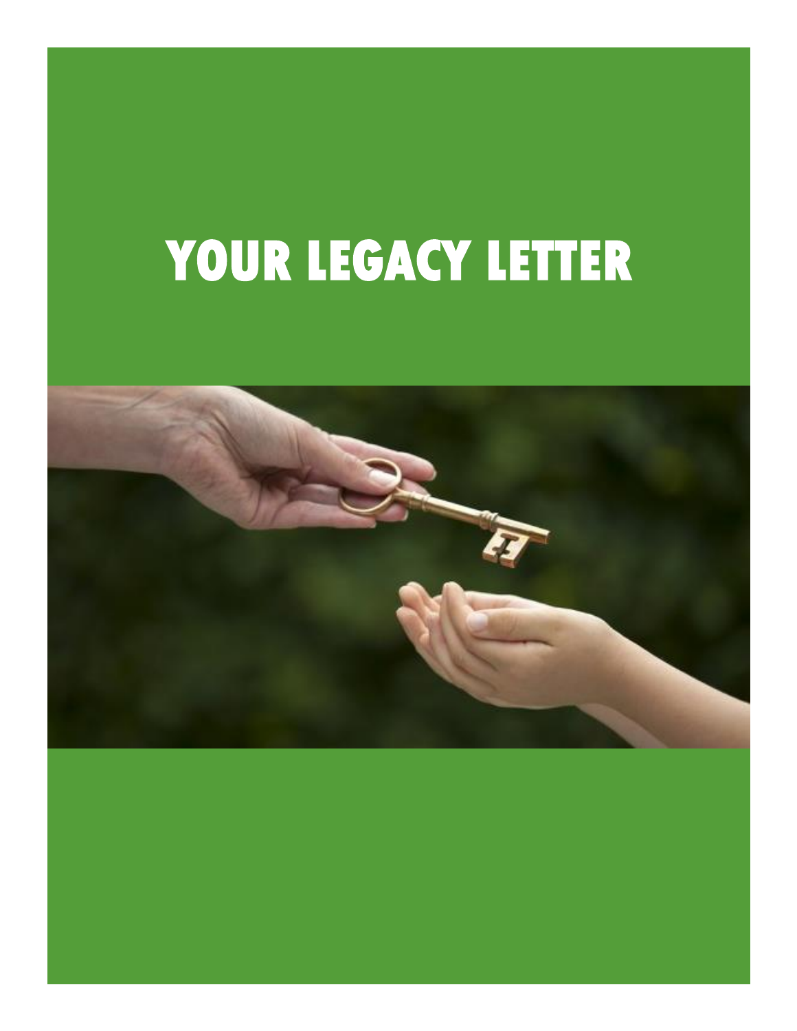# YOUR LEGACY LETTER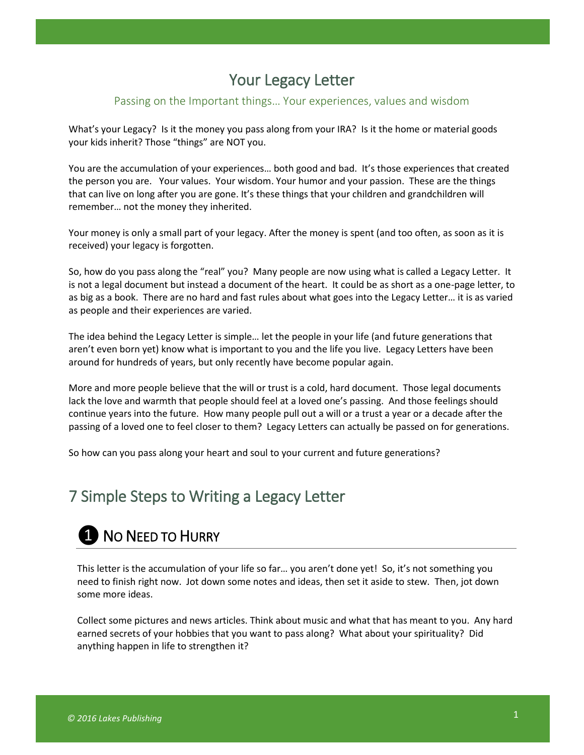# Your Legacy Letter

Passing on the Important things… Your experiences, values and wisdom

What's your Legacy? Is it the money you pass along from your IRA? Is it the home or material goods your kids inherit? Those "things" are NOT you.

You are the accumulation of your experiences… both good and bad. It's those experiences that created the person you are. Your values. Your wisdom. Your humor and your passion. These are the things that can live on long after you are gone. It's these things that your children and grandchildren will remember… not the money they inherited.

Your money is only a small part of your legacy. After the money is spent (and too often, as soon as it is received) your legacy is forgotten.

So, how do you pass along the "real" you? Many people are now using what is called a Legacy Letter. It is not a legal document but instead a document of the heart. It could be as short as a one-page letter, to as big as a book. There are no hard and fast rules about what goes into the Legacy Letter… it is as varied as people and their experiences are varied.

The idea behind the Legacy Letter is simple… let the people in your life (and future generations that aren't even born yet) know what is important to you and the life you live. Legacy Letters have been around for hundreds of years, but only recently have become popular again.

More and more people believe that the will or trust is a cold, hard document. Those legal documents lack the love and warmth that people should feel at a loved one's passing. And those feelings should continue years into the future. How many people pull out a will or a trust a year or a decade after the passing of a loved one to feel closer to them? Legacy Letters can actually be passed on for generations.

So how can you pass along your heart and soul to your current and future generations?

## 7 Simple Steps to Writing a Legacy Letter

### ❶ No Need to Hurry

This letter is the accumulation of your life so far… you aren't done yet! So, it's not something you need to finish right now. Jot down some notes and ideas, then set it aside to stew. Then, jot down some more ideas.

Collect some pictures and news articles. Think about music and what that has meant to you. Any hard earned secrets of your hobbies that you want to pass along? What about your spirituality? Did anything happen in life to strengthen it?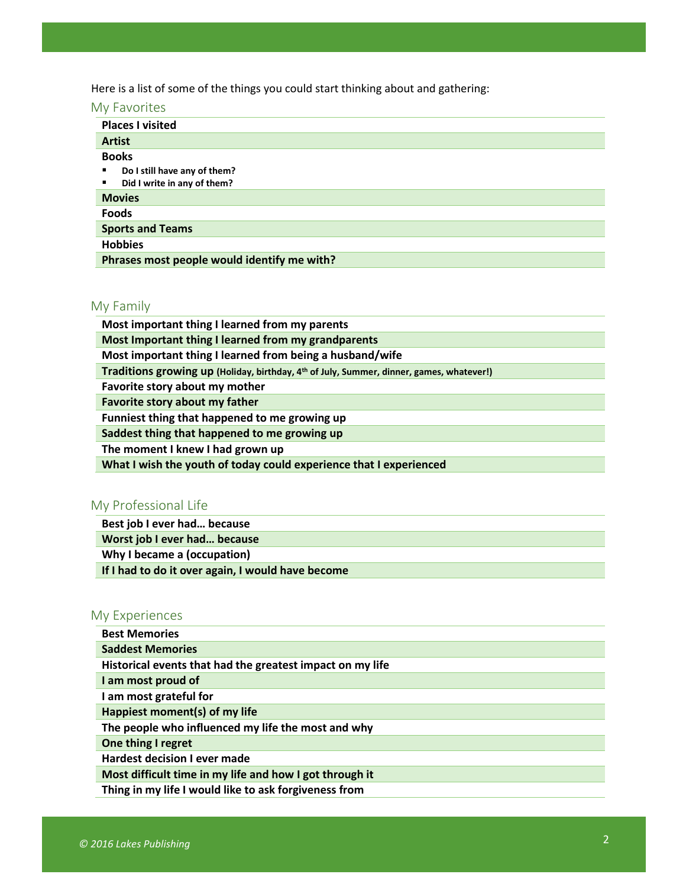Here is a list of some of the things you could start thinking about and gathering:

## My Favorites

- **Places I visited**
- **Artist**
- **Books**
  - **Do I still have any of them?**
  - **Did I write in any of them?**
- **Movies**
- **Foods**
- **Sports and Teams**
- **Hobbies**
- **Phrases most people would identify me with?**

## My Family

- **Most important thing I learned from my parents**
- **Most Important thing I learned from my grandparents**
- **Most important thing I learned from being a husband/wife**
- **Traditions growing up** **(Holiday, birthday, 4th of July, Summer, dinner, games, whatever!)**
- **Favorite story about my mother**
- **Favorite story about my father**
- **Funniest thing that happened to me growing up**
- **Saddest thing that happened to me growing up**
- **The moment I knew I had grown up**
- **What I wish the youth of today could experience that I experienced**

## My Professional Life

- **Best job I ever had… because**
- **Worst job I ever had… because**
- **Why I became a (occupation)**
- **If I had to do it over again, I would have become**

## My Experiences

- **Best Memories**
- **Saddest Memories**
- **Historical events that had the greatest impact on my life**
- **I am most proud of**
- **I am most grateful for**
- **Happiest moment(s) of my life**
- **The people who influenced my life the most and why**
- **One thing I regret**
- **Hardest decision I ever made**
- **Most difficult time in my life and how I got through it**
- **Thing in my life I would like to ask forgiveness from**

*© 2016 Lakes Publishing*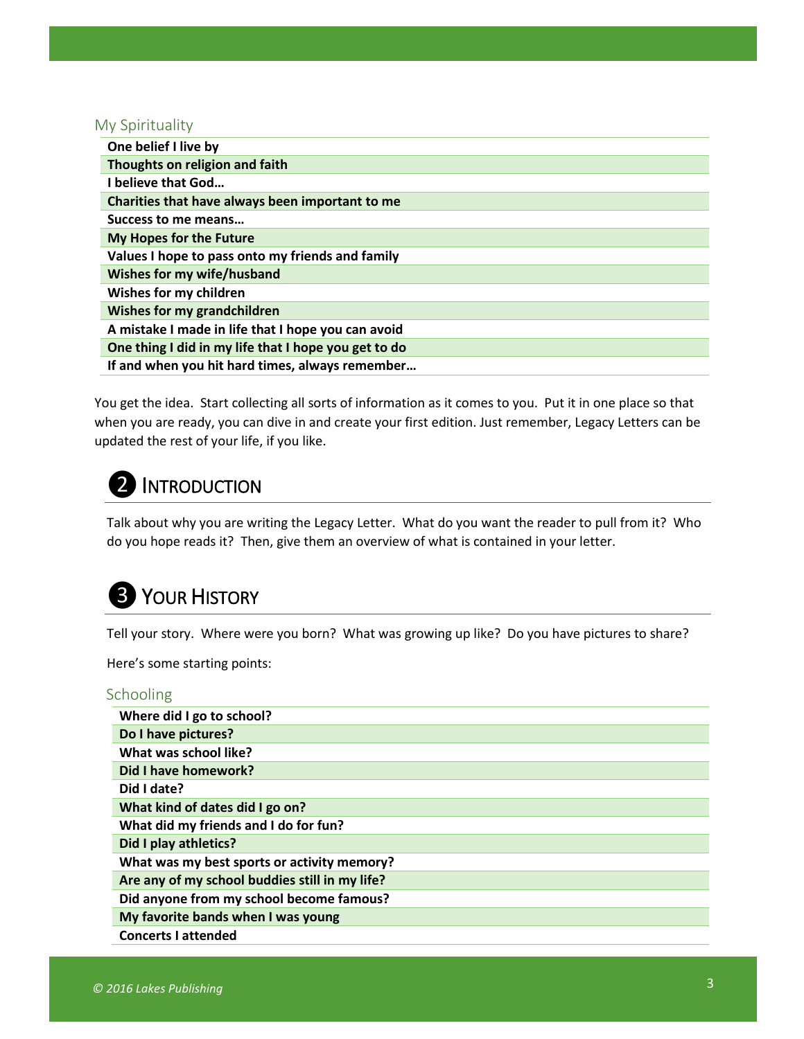### My Spirituality

| |
|---|
| **One belief I live by** |
| **Thoughts on religion and faith** |
| **I believe that God…** |
| **Charities that have always been important to me** |
| **Success to me means…** |
| **My Hopes for the Future** |
| **Values I hope to pass onto my friends and family** |
| **Wishes for my wife/husband** |
| **Wishes for my children** |
| **Wishes for my grandchildren** |
| **A mistake I made in life that I hope you can avoid** |
| **One thing I did in my life that I hope you get to do** |
| **If and when you hit hard times, always remember…** |

You get the idea. Start collecting all sorts of information as it comes to you. Put it in one place so that when you are ready, you can dive in and create your first edition. Just remember, Legacy Letters can be updated the rest of your life, if you like.

## ❷ Introduction

Talk about why you are writing the Legacy Letter. What do you want the reader to pull from it? Who do you hope reads it? Then, give them an overview of what is contained in your letter.

## ❸ Your History

Tell your story. Where were you born? What was growing up like? Do you have pictures to share?

Here's some starting points:

### Schooling

| |
|---|
| **Where did I go to school?** |
| **Do I have pictures?** |
| **What was school like?** |
| **Did I have homework?** |
| **Did I date?** |
| **What kind of dates did I go on?** |
| **What did my friends and I do for fun?** |
| **Did I play athletics?** |
| **What was my best sports or activity memory?** |
| **Are any of my school buddies still in my life?** |
| **Did anyone from my school become famous?** |
| **My favorite bands when I was young** |
| **Concerts I attended** |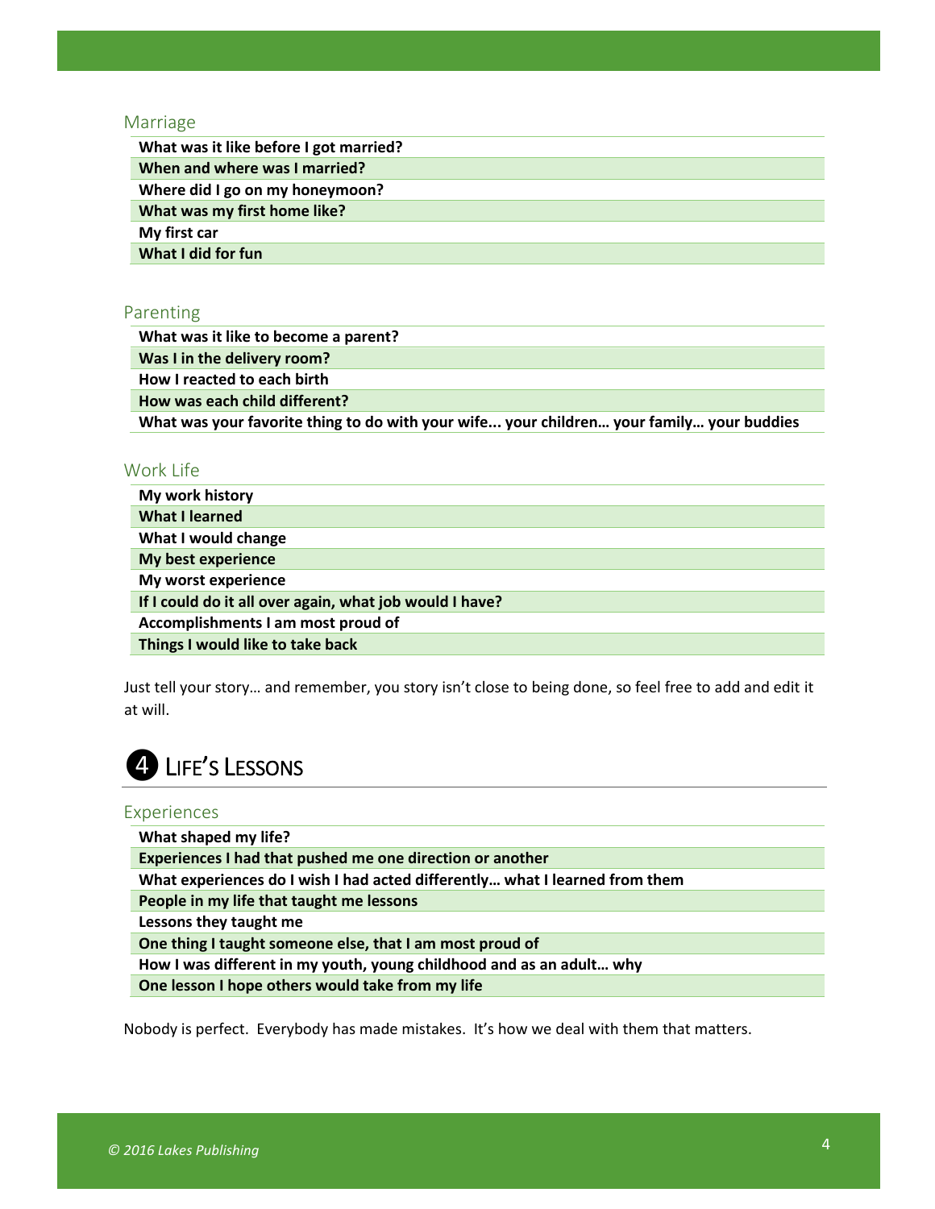### Marriage

| What was it like before I got married? |
|---|
| When and where was I married? |
| Where did I go on my honeymoon? |
| What was my first home like? |
| My first car |
| What I did for fun |

### Parenting

| What was it like to become a parent? |
|---|
| Was I in the delivery room? |
| How I reacted to each birth |
| How was each child different? |
| What was your favorite thing to do with your wife... your children… your family… your buddies |

### Work Life

| My work history |
|---|
| What I learned |
| What I would change |
| My best experience |
| My worst experience |
| If I could do it all over again, what job would I have? |
| Accomplishments I am most proud of |
| Things I would like to take back |

Just tell your story… and remember, you story isn't close to being done, so feel free to add and edit it at will.

## ❹ Life's Lessons

### Experiences

| What shaped my life? |
|---|
| Experiences I had that pushed me one direction or another |
| What experiences do I wish I had acted differently… what I learned from them |
| People in my life that taught me lessons |
| Lessons they taught me |
| One thing I taught someone else, that I am most proud of |
| How I was different in my youth, young childhood and as an adult… why |
| One lesson I hope others would take from my life |

Nobody is perfect. Everybody has made mistakes. It's how we deal with them that matters.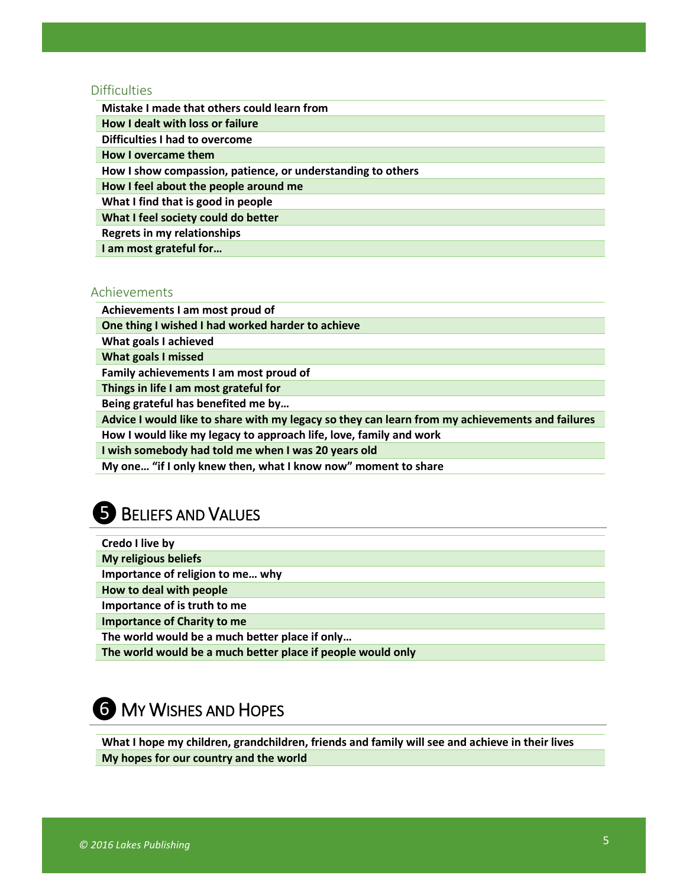### Difficulties

| Mistake I made that others could learn from |
|---|
| How I dealt with loss or failure |
| Difficulties I had to overcome |
| How I overcame them |
| How I show compassion, patience, or understanding to others |
| How I feel about the people around me |
| What I find that is good in people |
| What I feel society could do better |
| Regrets in my relationships |
| I am most grateful for… |

### Achievements

| Achievements I am most proud of |
|---|
| One thing I wished I had worked harder to achieve |
| What goals I achieved |
| What goals I missed |
| Family achievements I am most proud of |
| Things in life I am most grateful for |
| Being grateful has benefited me by… |
| Advice I would like to share with my legacy so they can learn from my achievements and failures |
| How I would like my legacy to approach life, love, family and work |
| I wish somebody had told me when I was 20 years old |
| My one… "if I only knew then, what I know now" moment to share |

## ❺ Beliefs and Values

| Credo I live by |
|---|
| My religious beliefs |
| Importance of religion to me… why |
| How to deal with people |
| Importance of is truth to me |
| Importance of Charity to me |
| The world would be a much better place if only… |
| The world would be a much better place if people would only |

## ❻ My Wishes and Hopes

| What I hope my children, grandchildren, friends and family will see and achieve in their lives |
|---|
| My hopes for our country and the world |

*© 2016 Lakes Publishing*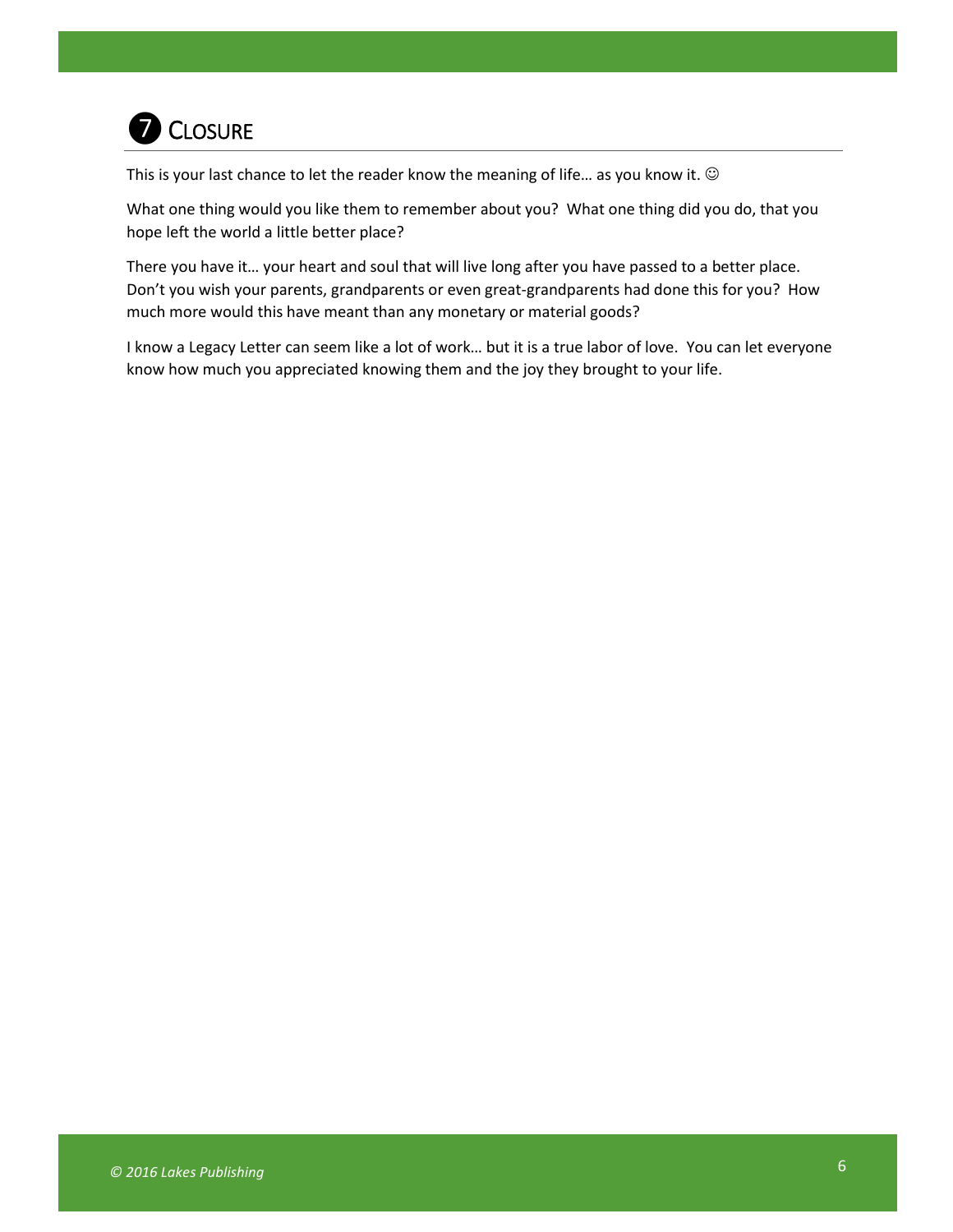## ❼ Closure

This is your last chance to let the reader know the meaning of life… as you know it. ☺

What one thing would you like them to remember about you? What one thing did you do, that you hope left the world a little better place?

There you have it… your heart and soul that will live long after you have passed to a better place. Don't you wish your parents, grandparents or even great-grandparents had done this for you? How much more would this have meant than any monetary or material goods?

I know a Legacy Letter can seem like a lot of work… but it is a true labor of love. You can let everyone know how much you appreciated knowing them and the joy they brought to your life.